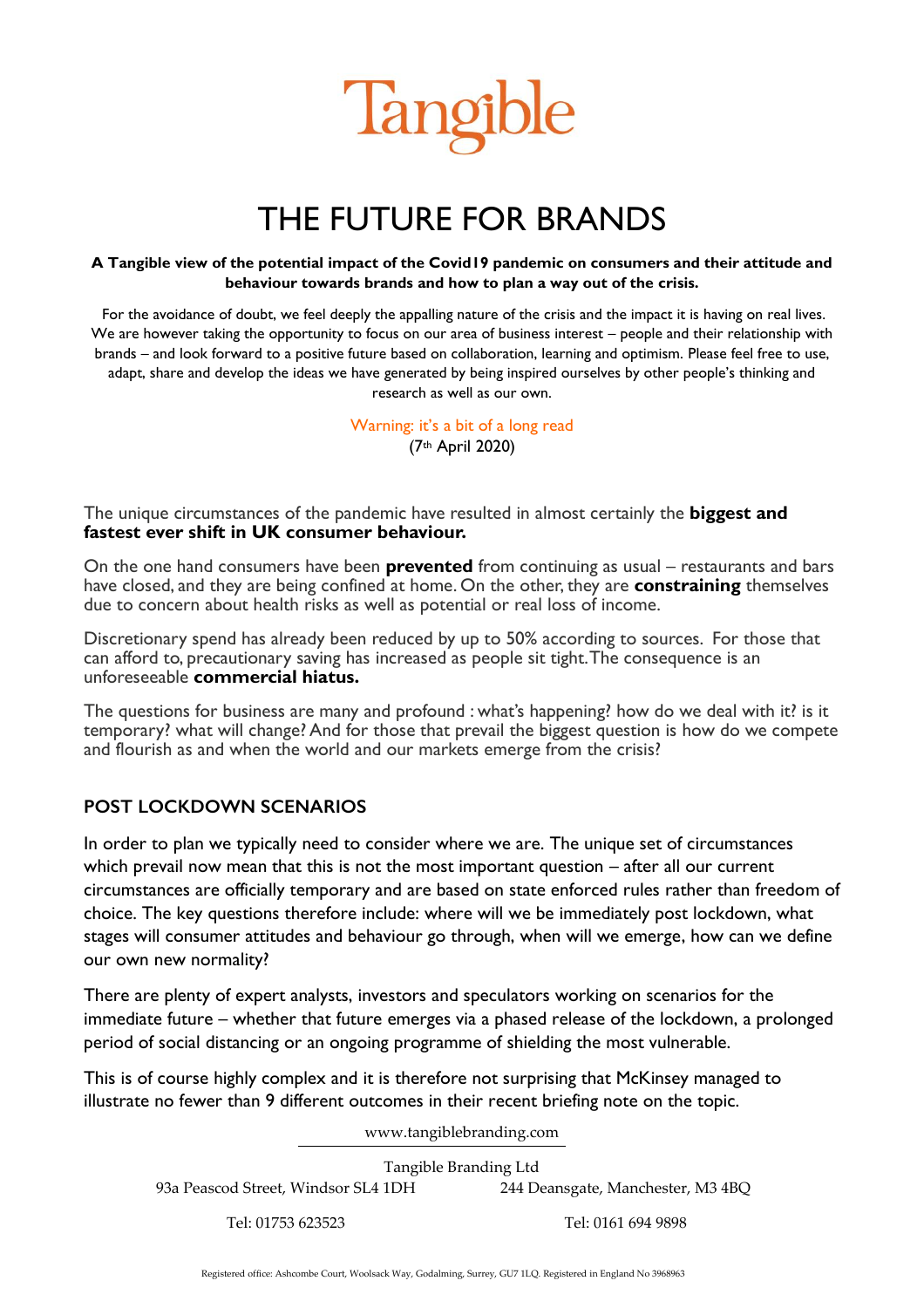# Tangible

# THE FUTURE FOR BRANDS

**A Tangible view of the potential impact of the Covid19 pandemic on consumers and their attitude and behaviour towards brands and how to plan a way out of the crisis.**

For the avoidance of doubt, we feel deeply the appalling nature of the crisis and the impact it is having on real lives. We are however taking the opportunity to focus on our area of business interest – people and their relationship with brands – and look forward to a positive future based on collaboration, learning and optimism. Please feel free to use, adapt, share and develop the ideas we have generated by being inspired ourselves by other people's thinking and research as well as our own.

Warning: it's a bit of a long read

(7th April 2020)

The unique circumstances of the pandemic have resulted in almost certainly the **biggest and fastest ever shift in UK consumer behaviour.**

On the one hand consumers have been **prevented** from continuing as usual – restaurants and bars have closed, and they are being confined at home. On the other, they are **constraining** themselves due to concern about health risks as well as potential or real loss of income.

Discretionary spend has already been reduced by up to 50% according to sources. For those that can afford to, precautionary saving has increased as people sit tight. The consequence is an unforeseeable **commercial hiatus.**

The questions for business are many and profound : what's happening? how do we deal with it? is it temporary? what will change? And for those that prevail the biggest question is how do we compete and flourish as and when the world and our markets emerge from the crisis?

## POST LOCKDOWN SCENARIOS

In order to plan we typically need to consider where we are. The unique set of circumstances which prevail now mean that this is not the most important question – after all our current circumstances are officially temporary and are based on state enforced rules rather than freedom of choice. The key questions therefore include: where will we be immediately post lockdown, what stages will consumer attitudes and behaviour go through, when will we emerge, how can we define our own new normality?

There are plenty of expert analysts, investors and speculators working on scenarios for the immediate future – whether that future emerges via a phased release of the lockdown, a prolonged period of social distancing or an ongoing programme of shielding the most vulnerable.

This is of course highly complex and it is therefore not surprising that McKinsey managed to illustrate no fewer than 9 different outcomes in their recent briefing note on the topic.

www.tangiblebranding.com

Tangible Branding Ltd

93a Peascod Street, Windsor SL4 1DH — Tel: 01753 623523

244 Deansgate, Manchester, M3 4BQ — Tel: 0161 694 9898

Registered office: Ashcombe Court, Woolsack Way, Godalming, Surrey, GU7 1LQ. Registered in England No 3968963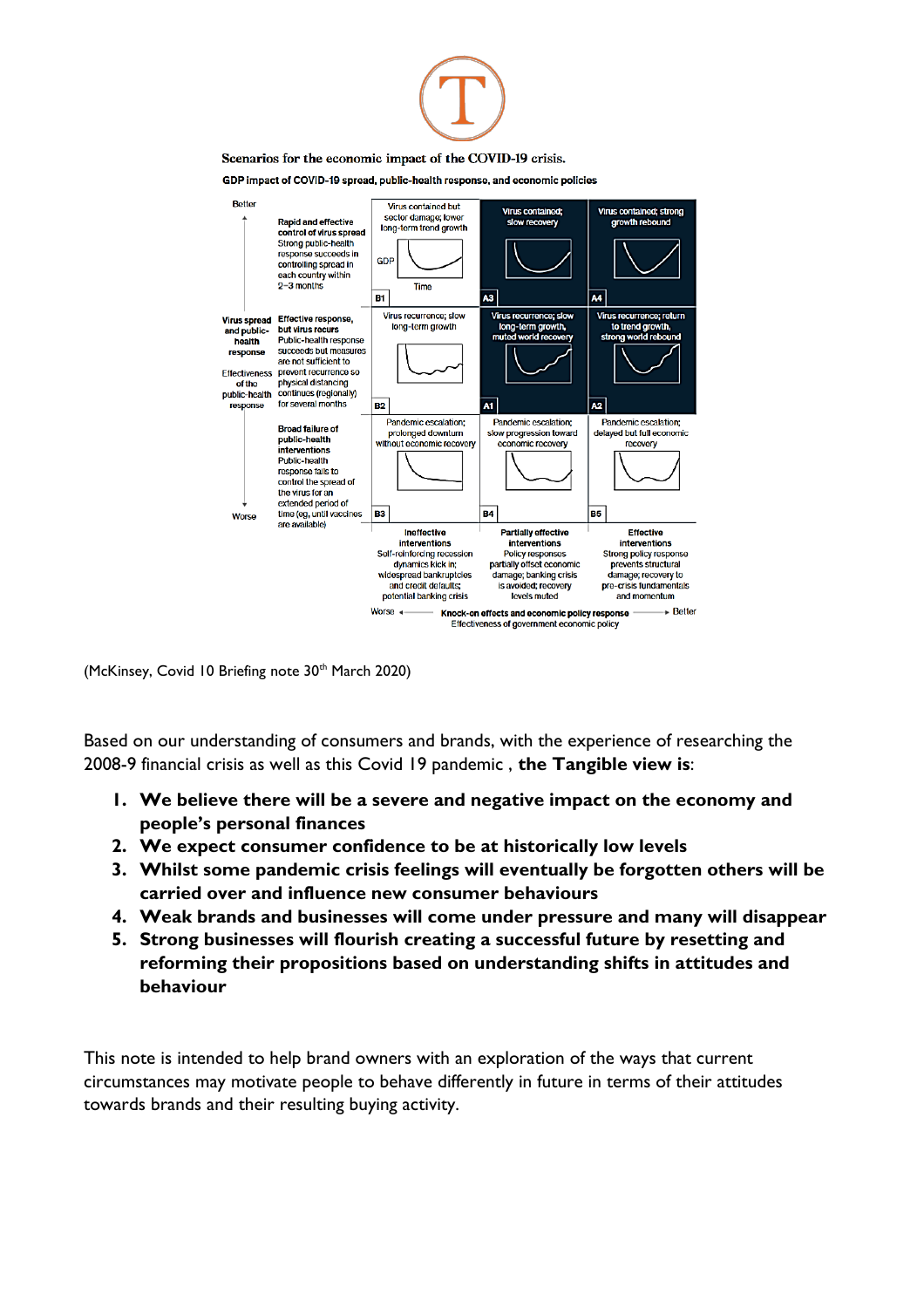Scenarios for the economic impact of the COVID-19 crisis.

**GDP impact of COVID-19 spread, public-health response, and economic policies**

| Virus spread and public-health response (Effectiveness of the public-health response: Worse → Better) | Ineffective interventions | Partially effective interventions | Effective interventions |
|---|---|---|---|
| **Rapid and effective control of virus spread** Strong public-health response succeeds in controlling spread in each country within 2–3 months | B1: Virus contained but sector damage; lower long-term trend growth | A3: Virus contained; slow recovery | A4: Virus contained; strong growth rebound |
| **Effective response, but virus recurs** Public-health response succeeds but measures are not sufficient to prevent recurrence so physical distancing continues (regionally) for several months | B2: Virus recurrence; slow long-term growth | A1: Virus recurrence; slow long-term growth, muted world recovery | A2: Virus recurrence; return to trend growth, strong world rebound |
| **Broad failure of public-health interventions** Public-health response fails to control the spread of the virus for an extended period of time (eg, until vaccines are available) | B3: Pandemic escalation; prolonged downturn without economic recovery | B4: Pandemic escalation; slow progression toward economic recovery | B5: Pandemic escalation; delayed but full economic recovery |
| | **Ineffective interventions** Self-reinforcing recession dynamics kick in; widespread bankruptcies and credit defaults; potential banking crisis | **Partially effective interventions** Policy responses partially offset economic damage; banking crisis is avoided; recovery levels muted | **Effective interventions** Strong policy response prevents structural damage; recovery to pre-crisis fundamentals and momentum |

Worse ← **Knock-on effects and economic policy response** → Better
Effectiveness of government economic policy

(McKinsey, Covid 10 Briefing note 30th March 2020)

Based on our understanding of consumers and brands, with the experience of researching the 2008-9 financial crisis as well as this Covid 19 pandemic , **the Tangible view is**:

1. **We believe there will be a severe and negative impact on the economy and people's personal finances**
2. **We expect consumer confidence to be at historically low levels**
3. **Whilst some pandemic crisis feelings will eventually be forgotten others will be carried over and influence new consumer behaviours**
4. **Weak brands and businesses will come under pressure and many will disappear**
5. **Strong businesses will flourish creating a successful future by resetting and reforming their propositions based on understanding shifts in attitudes and behaviour**

This note is intended to help brand owners with an exploration of the ways that current circumstances may motivate people to behave differently in future in terms of their attitudes towards brands and their resulting buying activity.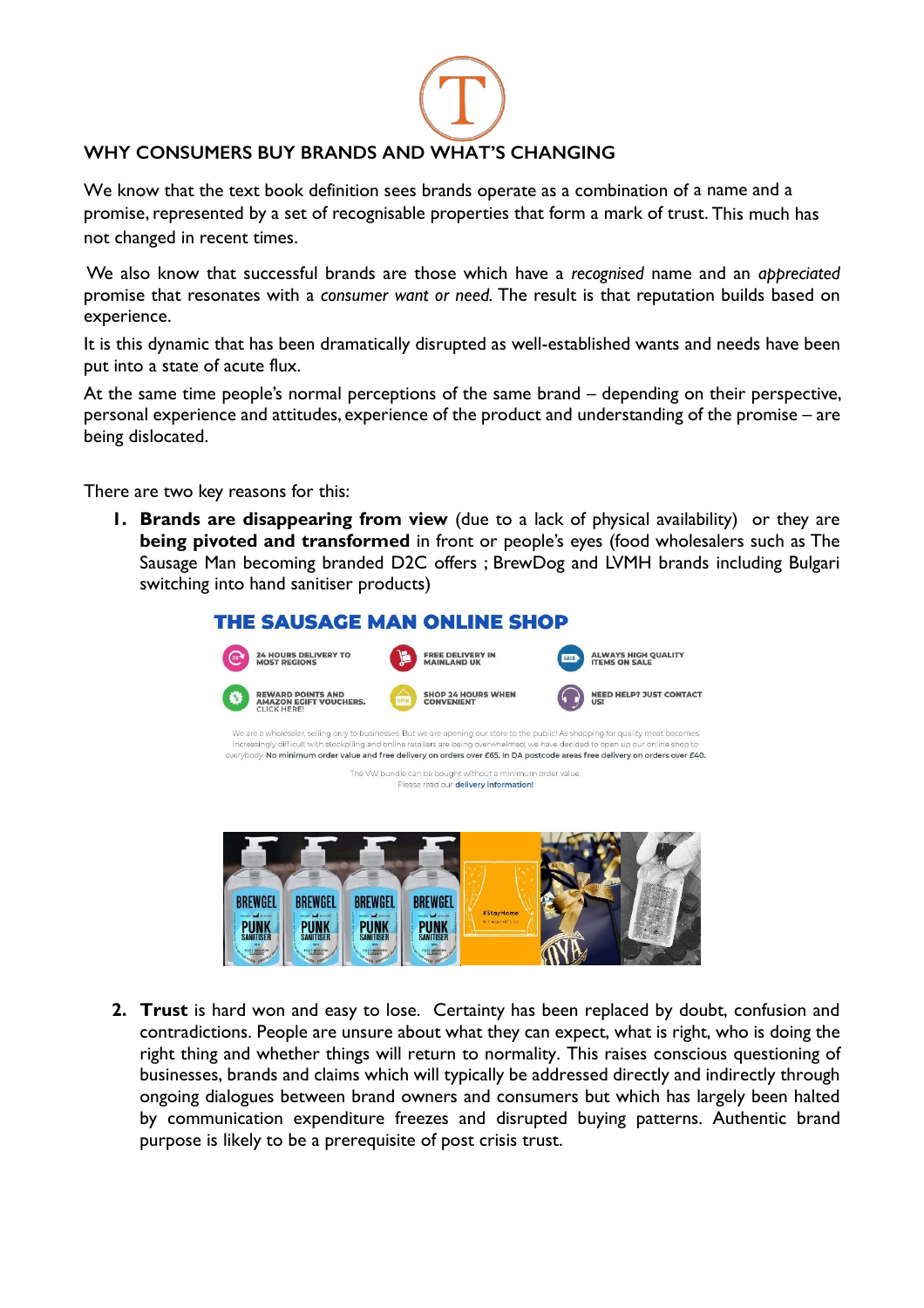## WHY CONSUMERS BUY BRANDS AND WHAT'S CHANGING

We know that the text book definition sees brands operate as a combination of a name and a promise, represented by a set of recognisable properties that form a mark of trust. This much has not changed in recent times.

We also know that successful brands are those which have a *recognised* name and an *appreciated* promise that resonates with a *consumer want or need*. The result is that reputation builds based on experience.

It is this dynamic that has been dramatically disrupted as well-established wants and needs have been put into a state of acute flux.

At the same time people's normal perceptions of the same brand – depending on their perspective, personal experience and attitudes, experience of the product and understanding of the promise – are being dislocated.

There are two key reasons for this:

1. **Brands are disappearing from view** (due to a lack of physical availability) or they are **being pivoted and transformed** in front or people's eyes (food wholesalers such as The Sausage Man becoming branded D2C offers ; BrewDog and LVMH brands including Bulgari switching into hand sanitiser products)

2. **Trust** is hard won and easy to lose. Certainty has been replaced by doubt, confusion and contradictions. People are unsure about what they can expect, what is right, who is doing the right thing and whether things will return to normality. This raises conscious questioning of businesses, brands and claims which will typically be addressed directly and indirectly through ongoing dialogues between brand owners and consumers but which has largely been halted by communication expenditure freezes and disrupted buying patterns. Authentic brand purpose is likely to be a prerequisite of post crisis trust.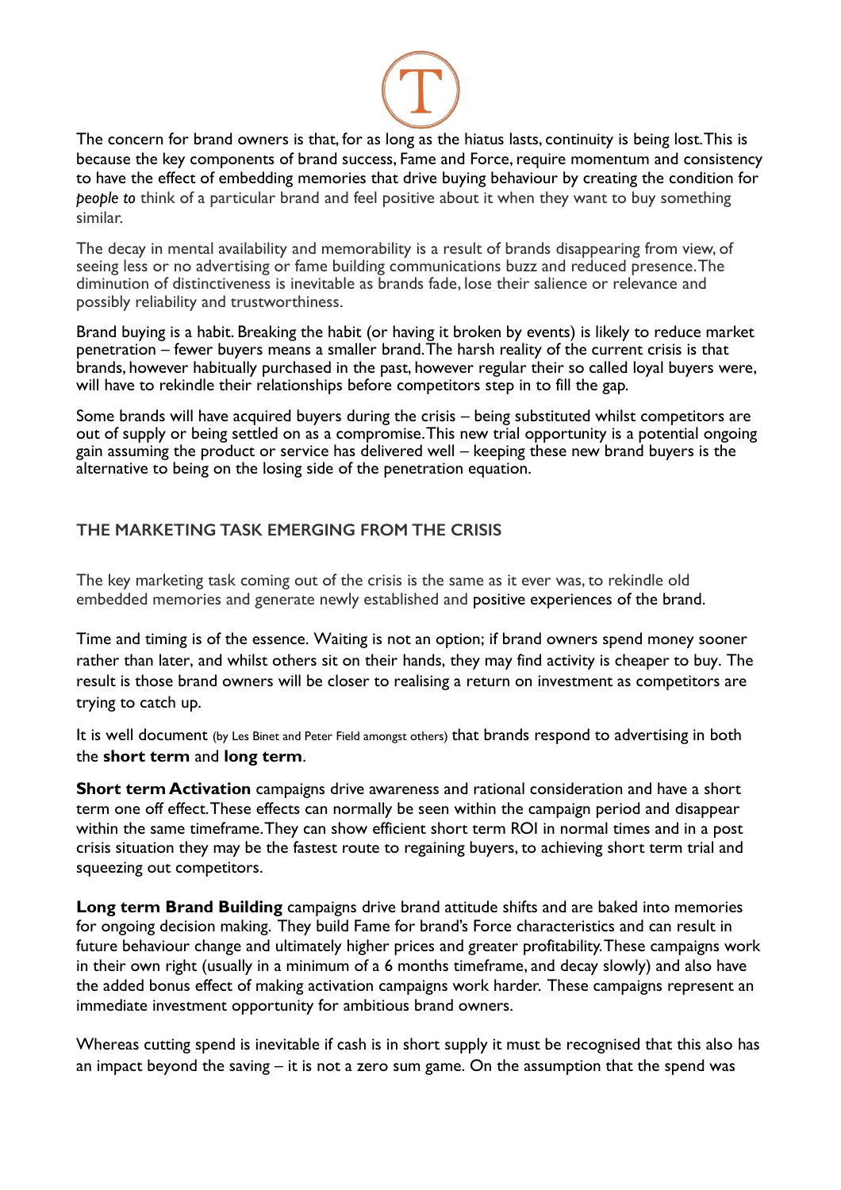The concern for brand owners is that, for as long as the hiatus lasts, continuity is being lost. This is because the key components of brand success, Fame and Force, require momentum and consistency to have the effect of embedding memories that drive buying behaviour by creating the condition for *people to* think of a particular brand and feel positive about it when they want to buy something similar.

The decay in mental availability and memorability is a result of brands disappearing from view, of seeing less or no advertising or fame building communications buzz and reduced presence. The diminution of distinctiveness is inevitable as brands fade, lose their salience or relevance and possibly reliability and trustworthiness.

Brand buying is a habit. Breaking the habit (or having it broken by events) is likely to reduce market penetration – fewer buyers means a smaller brand. The harsh reality of the current crisis is that brands, however habitually purchased in the past, however regular their so called loyal buyers were, will have to rekindle their relationships before competitors step in to fill the gap.

Some brands will have acquired buyers during the crisis – being substituted whilst competitors are out of supply or being settled on as a compromise. This new trial opportunity is a potential ongoing gain assuming the product or service has delivered well – keeping these new brand buyers is the alternative to being on the losing side of the penetration equation.

## THE MARKETING TASK EMERGING FROM THE CRISIS

The key marketing task coming out of the crisis is the same as it ever was, to rekindle old embedded memories and generate newly established and positive experiences of the brand.

Time and timing is of the essence. Waiting is not an option; if brand owners spend money sooner rather than later, and whilst others sit on their hands, they may find activity is cheaper to buy. The result is those brand owners will be closer to realising a return on investment as competitors are trying to catch up.

It is well document (by Les Binet and Peter Field amongst others) that brands respond to advertising in both the **short term** and **long term**.

**Short term Activation** campaigns drive awareness and rational consideration and have a short term one off effect. These effects can normally be seen within the campaign period and disappear within the same timeframe. They can show efficient short term ROI in normal times and in a post crisis situation they may be the fastest route to regaining buyers, to achieving short term trial and squeezing out competitors.

**Long term Brand Building** campaigns drive brand attitude shifts and are baked into memories for ongoing decision making. They build Fame for brand's Force characteristics and can result in future behaviour change and ultimately higher prices and greater profitability. These campaigns work in their own right (usually in a minimum of a 6 months timeframe, and decay slowly) and also have the added bonus effect of making activation campaigns work harder. These campaigns represent an immediate investment opportunity for ambitious brand owners.

Whereas cutting spend is inevitable if cash is in short supply it must be recognised that this also has an impact beyond the saving – it is not a zero sum game. On the assumption that the spend was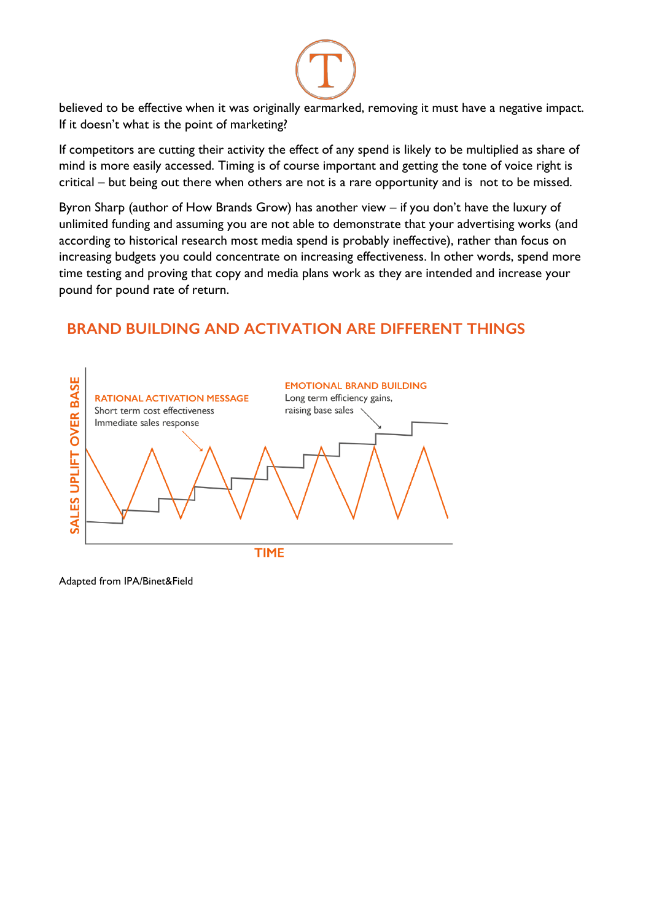believed to be effective when it was originally earmarked, removing it must have a negative impact. If it doesn't what is the point of marketing?

If competitors are cutting their activity the effect of any spend is likely to be multiplied as share of mind is more easily accessed. Timing is of course important and getting the tone of voice right is critical – but being out there when others are not is a rare opportunity and is not to be missed.

Byron Sharp (author of How Brands Grow) has another view – if you don't have the luxury of unlimited funding and assuming you are not able to demonstrate that your advertising works (and according to historical research most media spend is probably ineffective), rather than focus on increasing budgets you could concentrate on increasing effectiveness. In other words, spend more time testing and proving that copy and media plans work as they are intended and increase your pound for pound rate of return.

## BRAND BUILDING AND ACTIVATION ARE DIFFERENT THINGS

Adapted from IPA/Binet&Field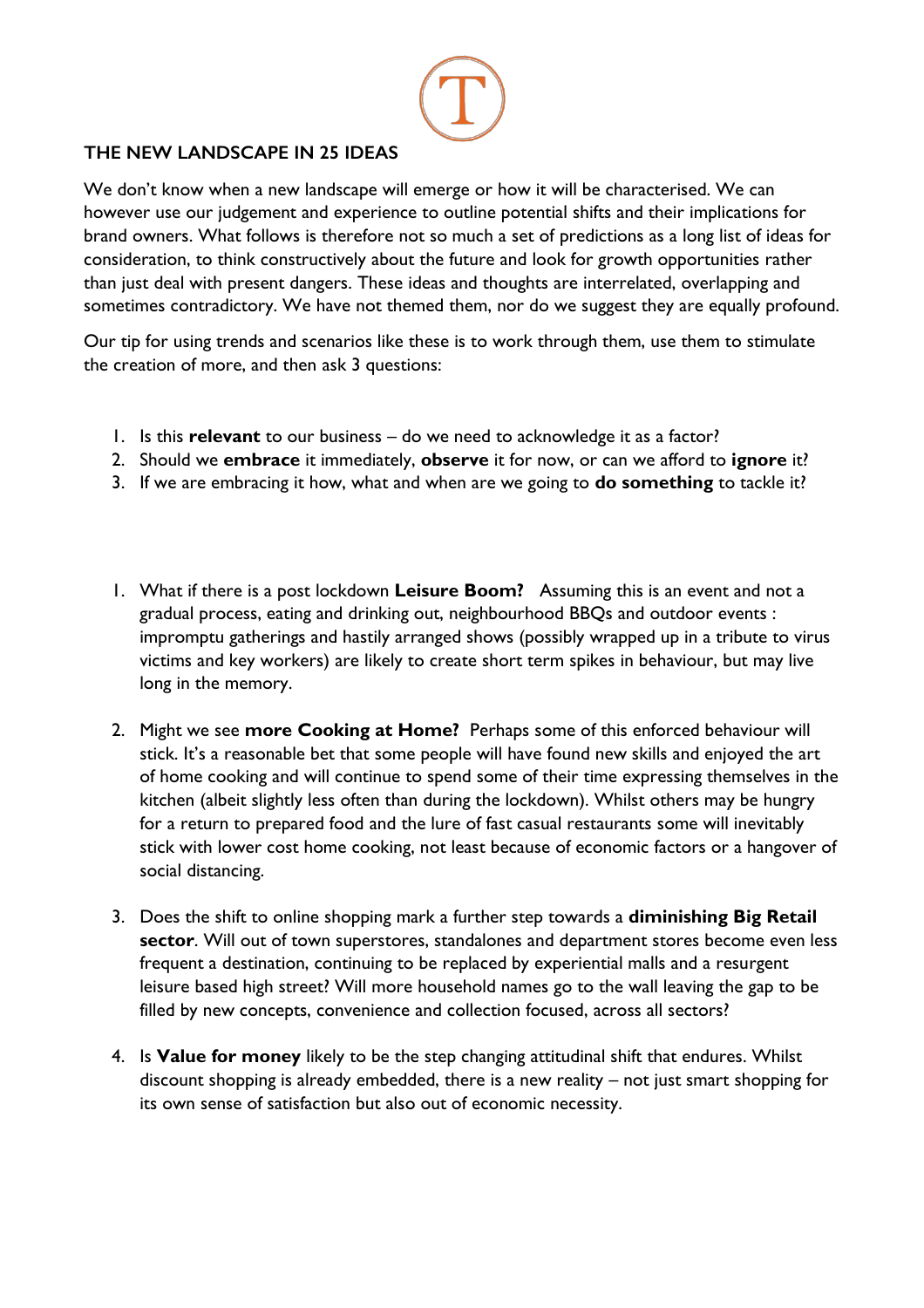## THE NEW LANDSCAPE IN 25 IDEAS

We don't know when a new landscape will emerge or how it will be characterised. We can however use our judgement and experience to outline potential shifts and their implications for brand owners. What follows is therefore not so much a set of predictions as a long list of ideas for consideration, to think constructively about the future and look for growth opportunities rather than just deal with present dangers. These ideas and thoughts are interrelated, overlapping and sometimes contradictory. We have not themed them, nor do we suggest they are equally profound.

Our tip for using trends and scenarios like these is to work through them, use them to stimulate the creation of more, and then ask 3 questions:

1. Is this **relevant** to our business – do we need to acknowledge it as a factor?
2. Should we **embrace** it immediately, **observe** it for now, or can we afford to **ignore** it?
3. If we are embracing it how, what and when are we going to **do something** to tackle it?

1. What if there is a post lockdown **Leisure Boom?** Assuming this is an event and not a gradual process, eating and drinking out, neighbourhood BBQs and outdoor events : impromptu gatherings and hastily arranged shows (possibly wrapped up in a tribute to virus victims and key workers) are likely to create short term spikes in behaviour, but may live long in the memory.

2. Might we see **more Cooking at Home?** Perhaps some of this enforced behaviour will stick. It's a reasonable bet that some people will have found new skills and enjoyed the art of home cooking and will continue to spend some of their time expressing themselves in the kitchen (albeit slightly less often than during the lockdown). Whilst others may be hungry for a return to prepared food and the lure of fast casual restaurants some will inevitably stick with lower cost home cooking, not least because of economic factors or a hangover of social distancing.

3. Does the shift to online shopping mark a further step towards a **diminishing Big Retail sector**. Will out of town superstores, standalones and department stores become even less frequent a destination, continuing to be replaced by experiential malls and a resurgent leisure based high street? Will more household names go to the wall leaving the gap to be filled by new concepts, convenience and collection focused, across all sectors?

4. Is **Value for money** likely to be the step changing attitudinal shift that endures. Whilst discount shopping is already embedded, there is a new reality – not just smart shopping for its own sense of satisfaction but also out of economic necessity.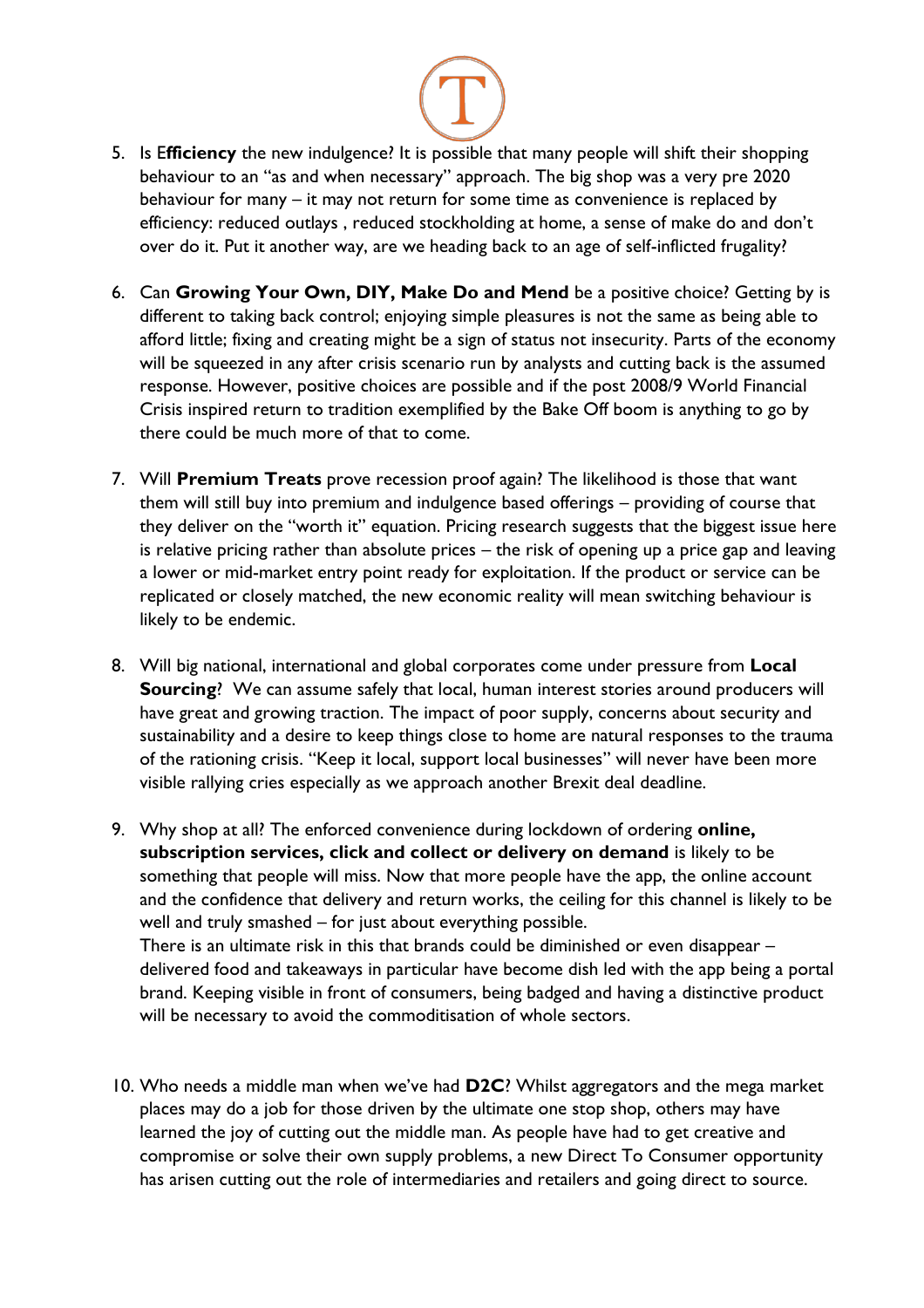5. Is E**fficiency** the new indulgence? It is possible that many people will shift their shopping behaviour to an "as and when necessary" approach. The big shop was a very pre 2020 behaviour for many – it may not return for some time as convenience is replaced by efficiency: reduced outlays , reduced stockholding at home, a sense of make do and don't over do it. Put it another way, are we heading back to an age of self-inflicted frugality?

6. Can **Growing Your Own, DIY, Make Do and Mend** be a positive choice? Getting by is different to taking back control; enjoying simple pleasures is not the same as being able to afford little; fixing and creating might be a sign of status not insecurity. Parts of the economy will be squeezed in any after crisis scenario run by analysts and cutting back is the assumed response. However, positive choices are possible and if the post 2008/9 World Financial Crisis inspired return to tradition exemplified by the Bake Off boom is anything to go by there could be much more of that to come.

7. Will **Premium Treats** prove recession proof again? The likelihood is those that want them will still buy into premium and indulgence based offerings – providing of course that they deliver on the "worth it" equation. Pricing research suggests that the biggest issue here is relative pricing rather than absolute prices – the risk of opening up a price gap and leaving a lower or mid-market entry point ready for exploitation. If the product or service can be replicated or closely matched, the new economic reality will mean switching behaviour is likely to be endemic.

8. Will big national, international and global corporates come under pressure from **Local Sourcing**? We can assume safely that local, human interest stories around producers will have great and growing traction. The impact of poor supply, concerns about security and sustainability and a desire to keep things close to home are natural responses to the trauma of the rationing crisis. "Keep it local, support local businesses" will never have been more visible rallying cries especially as we approach another Brexit deal deadline.

9. Why shop at all? The enforced convenience during lockdown of ordering **online, subscription services, click and collect or delivery on demand** is likely to be something that people will miss. Now that more people have the app, the online account and the confidence that delivery and return works, the ceiling for this channel is likely to be well and truly smashed – for just about everything possible.
   There is an ultimate risk in this that brands could be diminished or even disappear – delivered food and takeaways in particular have become dish led with the app being a portal brand. Keeping visible in front of consumers, being badged and having a distinctive product will be necessary to avoid the commoditisation of whole sectors.

10. Who needs a middle man when we've had **D2C**? Whilst aggregators and the mega market places may do a job for those driven by the ultimate one stop shop, others may have learned the joy of cutting out the middle man. As people have had to get creative and compromise or solve their own supply problems, a new Direct To Consumer opportunity has arisen cutting out the role of intermediaries and retailers and going direct to source.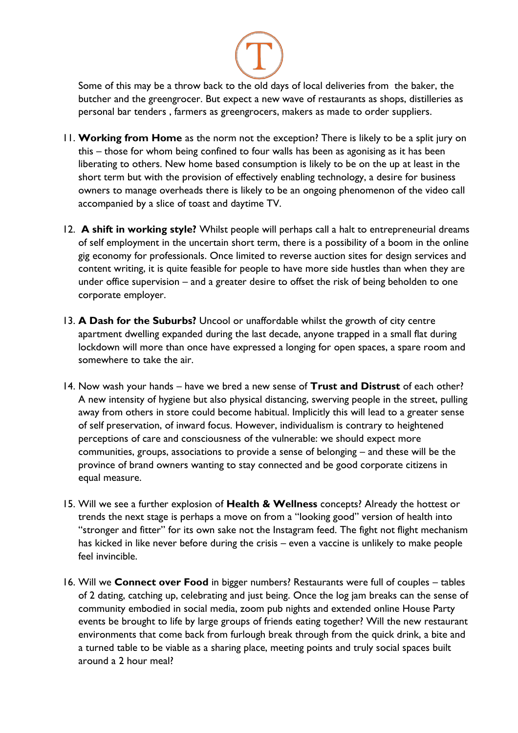Some of this may be a throw back to the old days of local deliveries from  the baker, the butcher and the greengrocer. But expect a new wave of restaurants as shops, distilleries as personal bar tenders , farmers as greengrocers, makers as made to order suppliers.

11. **Working from Home** as the norm not the exception? There is likely to be a split jury on this – those for whom being confined to four walls has been as agonising as it has been liberating to others. New home based consumption is likely to be on the up at least in the short term but with the provision of effectively enabling technology, a desire for business owners to manage overheads there is likely to be an ongoing phenomenon of the video call accompanied by a slice of toast and daytime TV.

12. **A shift in working style?** Whilst people will perhaps call a halt to entrepreneurial dreams of self employment in the uncertain short term, there is a possibility of a boom in the online gig economy for professionals. Once limited to reverse auction sites for design services and content writing, it is quite feasible for people to have more side hustles than when they are under office supervision – and a greater desire to offset the risk of being beholden to one corporate employer.

13. **A Dash for the Suburbs?** Uncool or unaffordable whilst the growth of city centre apartment dwelling expanded during the last decade, anyone trapped in a small flat during lockdown will more than once have expressed a longing for open spaces, a spare room and somewhere to take the air.

14. Now wash your hands – have we bred a new sense of **Trust and Distrust** of each other? A new intensity of hygiene but also physical distancing, swerving people in the street, pulling away from others in store could become habitual. Implicitly this will lead to a greater sense of self preservation, of inward focus. However, individualism is contrary to heightened perceptions of care and consciousness of the vulnerable: we should expect more communities, groups, associations to provide a sense of belonging – and these will be the province of brand owners wanting to stay connected and be good corporate citizens in equal measure.

15. Will we see a further explosion of **Health & Wellness** concepts? Already the hottest or trends the next stage is perhaps a move on from a "looking good" version of health into "stronger and fitter" for its own sake not the Instagram feed. The fight not flight mechanism has kicked in like never before during the crisis – even a vaccine is unlikely to make people feel invincible.

16. Will we **Connect over Food** in bigger numbers? Restaurants were full of couples – tables of 2 dating, catching up, celebrating and just being. Once the log jam breaks can the sense of community embodied in social media, zoom pub nights and extended online House Party events be brought to life by large groups of friends eating together? Will the new restaurant environments that come back from furlough break through from the quick drink, a bite and a turned table to be viable as a sharing place, meeting points and truly social spaces built around a 2 hour meal?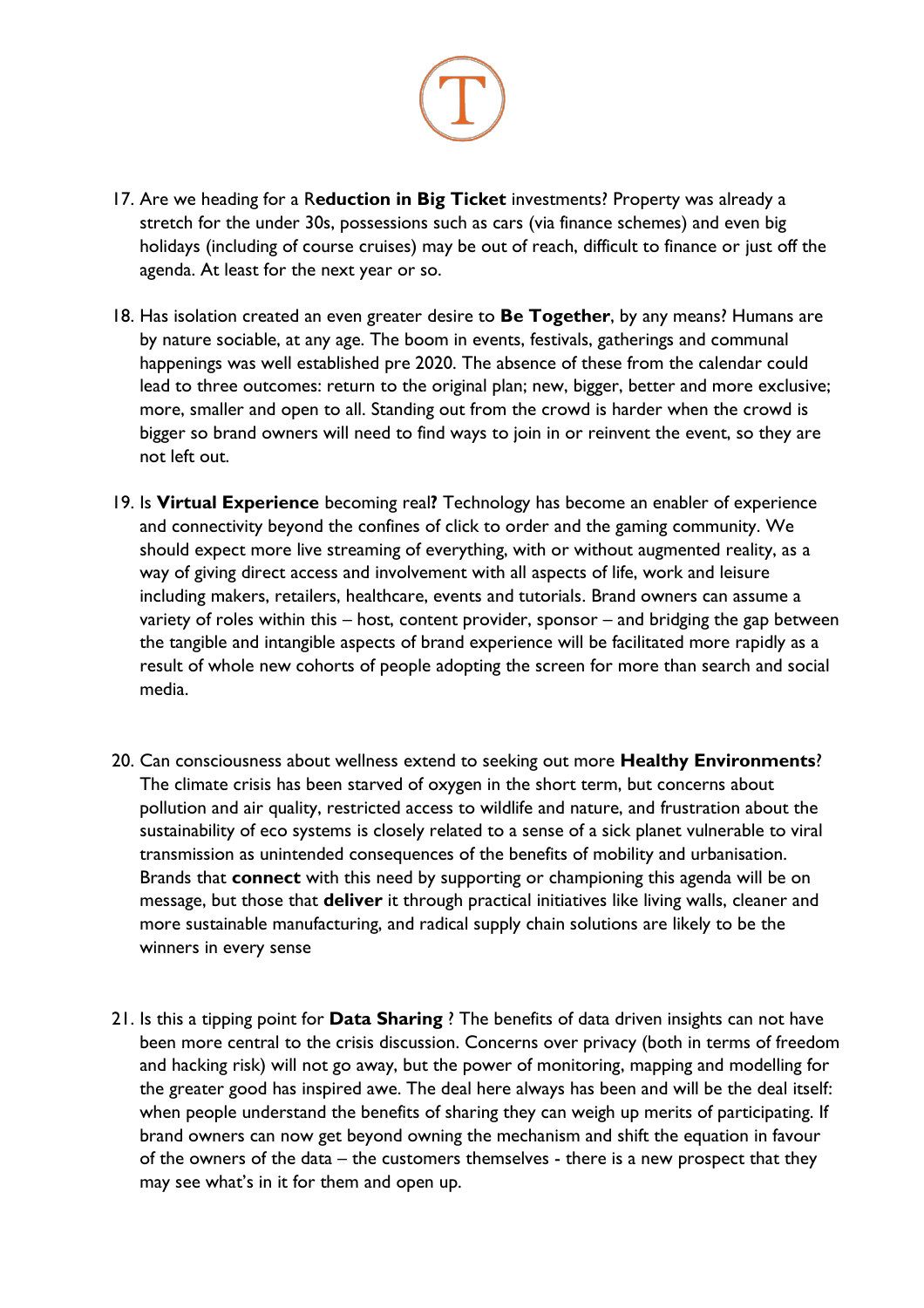17. Are we heading for a R**eduction in Big Ticket** investments? Property was already a stretch for the under 30s, possessions such as cars (via finance schemes) and even big holidays (including of course cruises) may be out of reach, difficult to finance or just off the agenda. At least for the next year or so.

18. Has isolation created an even greater desire to **Be Together**, by any means? Humans are by nature sociable, at any age. The boom in events, festivals, gatherings and communal happenings was well established pre 2020. The absence of these from the calendar could lead to three outcomes: return to the original plan; new, bigger, better and more exclusive; more, smaller and open to all. Standing out from the crowd is harder when the crowd is bigger so brand owners will need to find ways to join in or reinvent the event, so they are not left out.

19. Is **Virtual Experience** becoming real**?** Technology has become an enabler of experience and connectivity beyond the confines of click to order and the gaming community. We should expect more live streaming of everything, with or without augmented reality, as a way of giving direct access and involvement with all aspects of life, work and leisure including makers, retailers, healthcare, events and tutorials. Brand owners can assume a variety of roles within this – host, content provider, sponsor – and bridging the gap between the tangible and intangible aspects of brand experience will be facilitated more rapidly as a result of whole new cohorts of people adopting the screen for more than search and social media.

20. Can consciousness about wellness extend to seeking out more **Healthy Environments**? The climate crisis has been starved of oxygen in the short term, but concerns about pollution and air quality, restricted access to wildlife and nature, and frustration about the sustainability of eco systems is closely related to a sense of a sick planet vulnerable to viral transmission as unintended consequences of the benefits of mobility and urbanisation. Brands that **connect** with this need by supporting or championing this agenda will be on message, but those that **deliver** it through practical initiatives like living walls, cleaner and more sustainable manufacturing, and radical supply chain solutions are likely to be the winners in every sense

21. Is this a tipping point for **Data Sharing** ? The benefits of data driven insights can not have been more central to the crisis discussion. Concerns over privacy (both in terms of freedom and hacking risk) will not go away, but the power of monitoring, mapping and modelling for the greater good has inspired awe. The deal here always has been and will be the deal itself: when people understand the benefits of sharing they can weigh up merits of participating. If brand owners can now get beyond owning the mechanism and shift the equation in favour of the owners of the data – the customers themselves - there is a new prospect that they may see what's in it for them and open up.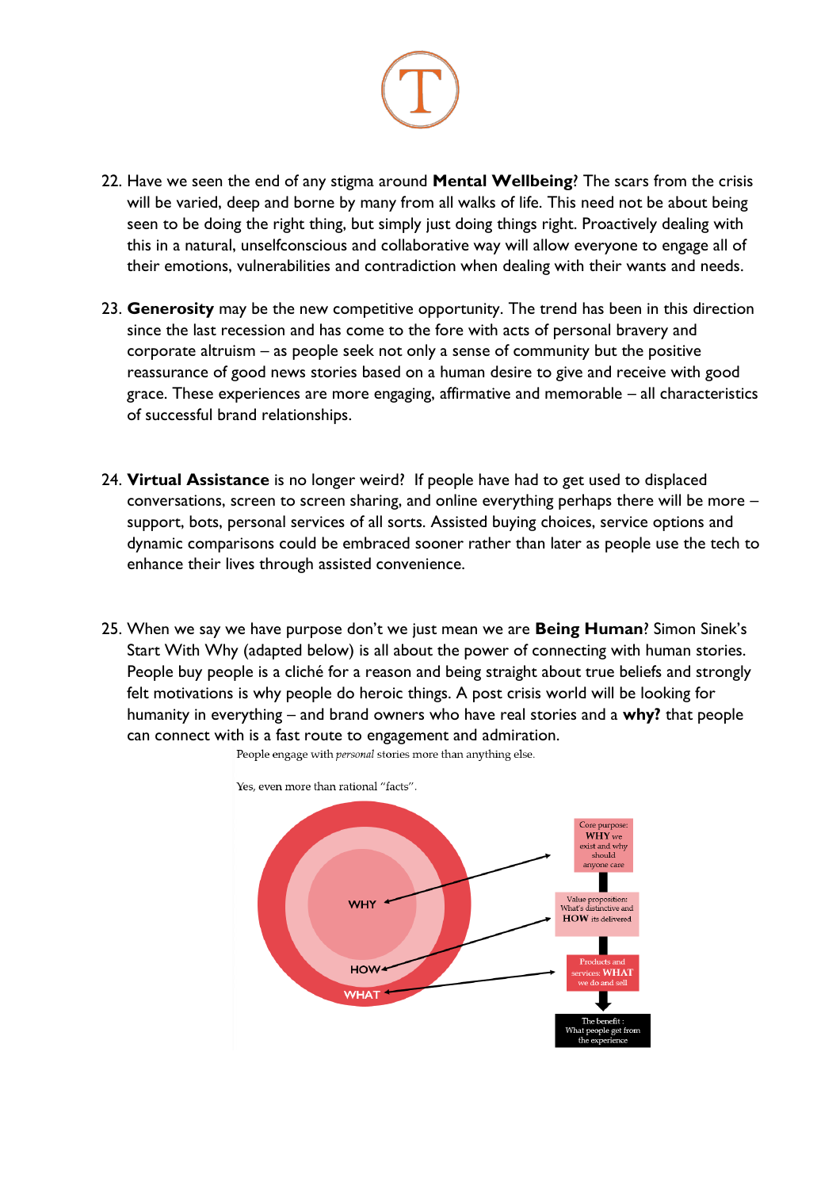22. Have we seen the end of any stigma around **Mental Wellbeing**? The scars from the crisis will be varied, deep and borne by many from all walks of life. This need not be about being seen to be doing the right thing, but simply just doing things right. Proactively dealing with this in a natural, unselfconscious and collaborative way will allow everyone to engage all of their emotions, vulnerabilities and contradiction when dealing with their wants and needs.

23. **Generosity** may be the new competitive opportunity. The trend has been in this direction since the last recession and has come to the fore with acts of personal bravery and corporate altruism – as people seek not only a sense of community but the positive reassurance of good news stories based on a human desire to give and receive with good grace. These experiences are more engaging, affirmative and memorable – all characteristics of successful brand relationships.

24. **Virtual Assistance** is no longer weird? If people have had to get used to displaced conversations, screen to screen sharing, and online everything perhaps there will be more – support, bots, personal services of all sorts. Assisted buying choices, service options and dynamic comparisons could be embraced sooner rather than later as people use the tech to enhance their lives through assisted convenience.

25. When we say we have purpose don't we just mean we are **Being Human**? Simon Sinek's Start With Why (adapted below) is all about the power of connecting with human stories. People buy people is a cliché for a reason and being straight about true beliefs and strongly felt motivations is why people do heroic things. A post crisis world will be looking for humanity in everything – and brand owners who have real stories and a **why?** that people can connect with is a fast route to engagement and admiration.

People engage with *personal* stories more than anything else.

Yes, even more than rational "facts".

WHY

HOW

WHAT

Core purpose: **WHY** we exist and why should anyone care

Value proposition: What's distinctive and **HOW** its delivered

Products and services: **WHAT** we do and sell

The benefit : What people get from the experience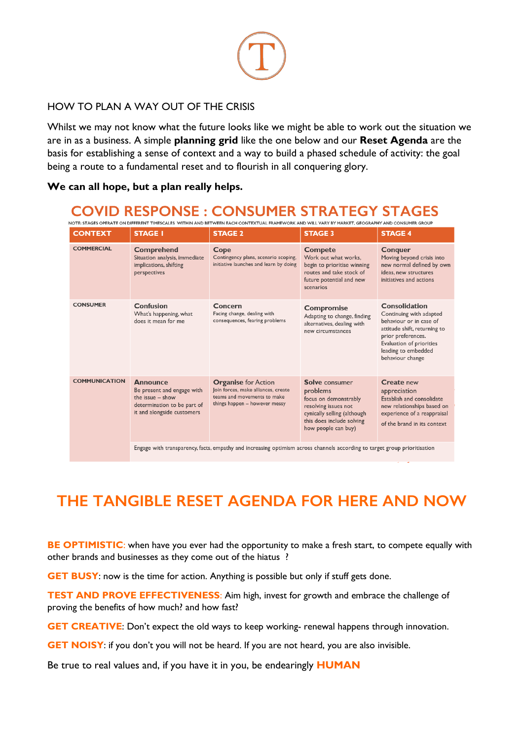HOW TO PLAN A WAY OUT OF THE CRISIS

Whilst we may not know what the future looks like we might be able to work out the situation we are in as a business. A simple **planning grid** like the one below and our **Reset Agenda** are the basis for establishing a sense of context and a way to build a phased schedule of activity: the goal being a route to a fundamental reset and to flourish in all conquering glory.

**We can all hope, but a plan really helps.**

## COVID RESPONSE : CONSUMER STRATEGY STAGES

NOTE: STAGES OPERATE ON DIFFERENT TIMESCALES WITHIN AND BETWEEN EACH CONTEXTUAL FRAMEWORK AND WILL VARY BY MARKET, GEOGRAPHY AND CONSUMER GROUP

| CONTEXT | STAGE 1 | STAGE 2 | STAGE 3 | STAGE 4 |
|---|---|---|---|---|
| COMMERCIAL | **Comprehend** Situation analysis, immediate implications, shifting perspectives | **Cope** Contingency plans, scenario scoping, initiative launches and learn by doing | **Compete** Work out what works, begin to prioritise winning routes and take stock of future potential and new scenarios | **Conquer** Moving beyond crisis into new normal defined by own ideas, new structures initiatives and actions |
| CONSUMER | **Confusion** What's happening, what does it mean for me | **Concern** Facing change, dealing with consequences, fearing problems | **Compromise** Adapting to change, finding alternatives, dealing with new circumstances | **Consolidation** Continuing with adapted behaviour or in case of attitude shift, returning to prior preferences. Evaluation of priorities leading to embedded behaviour change |
| COMMUNICATION | **Announce** Be present and engage with the issue – show determination to be part of it and alongside customers | **Organise** for Action Join forces, make alliances, create teams and movements to make things happen – however messy | **Solve** consumer problems focus on demonstrably resolving issues not cynically selling (although this does include solving how people can buy) | **Create** new appreciation Establish and consolidate new relationships based on experience of a reappraisal of the brand in its context |
| | Engage with transparency, facts, empathy and increasing optimism across channels according to target group prioritisation | | | |

## THE TANGIBLE RESET AGENDA FOR HERE AND NOW

**BE OPTIMISTIC**: when have you ever had the opportunity to make a fresh start, to compete equally with other brands and businesses as they come out of the hiatus ?

**GET BUSY**: now is the time for action. Anything is possible but only if stuff gets done.

**TEST AND PROVE EFFECTIVENESS**: Aim high, invest for growth and embrace the challenge of proving the benefits of how much? and how fast?

**GET CREATIVE**: Don't expect the old ways to keep working- renewal happens through innovation.

**GET NOISY**: if you don't you will not be heard. If you are not heard, you are also invisible.

Be true to real values and, if you have it in you, be endearingly **HUMAN**